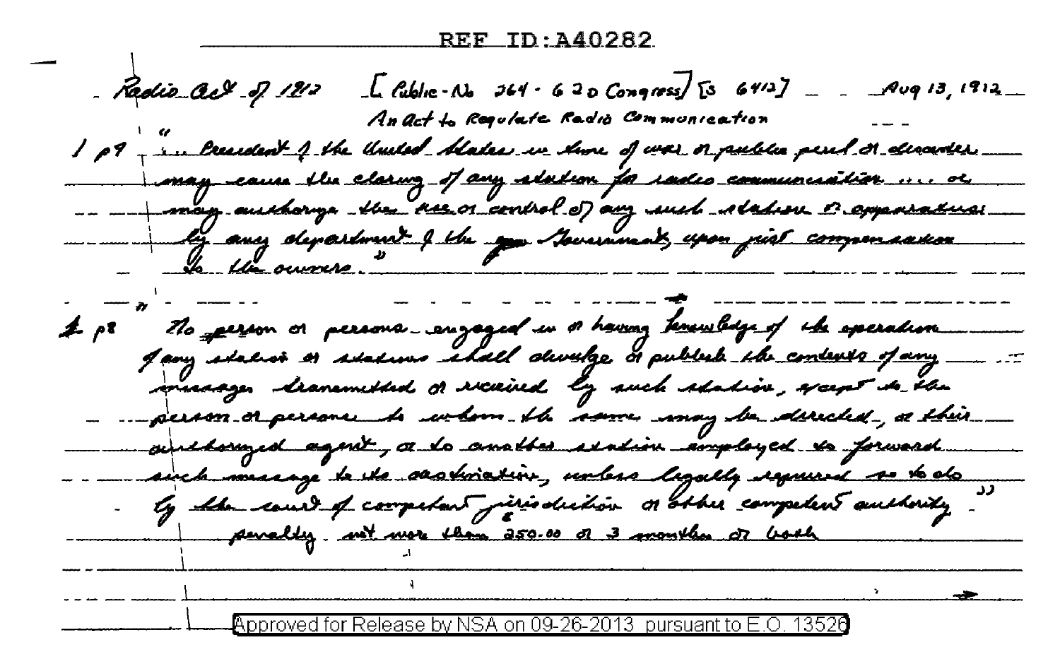REF ID:A40282

Radio Act of 1912 [Public-No 264 - 62d Congress] [S 6412] Aug 13, 1912

An Act to Regulate Radio Communication

1 p7 "... President of the United States in time of war or public peril or disaster may cause the closing of any station for radio communication ... or may authorize the use or control of any such station or apparatus by any department of the ~~gov~~ Government, upon just compensation to the owners."

~~2~~ p8 " No person or persons engaged in or having knowledge of the operation of any station or stations shall divulge or publish the contents of any messages transmitted or received by such station, except to the person or persons to whom the same may be directed, or their authorized agent, or to another station employed to forward such message to its destination, unless legally required so to do by the court of competent jurisdiction or other competent authority."

penalty not more than 250.00 or 3 months or both

Approved for Release by NSA on 09-26-2013 pursuant to E.O. 13526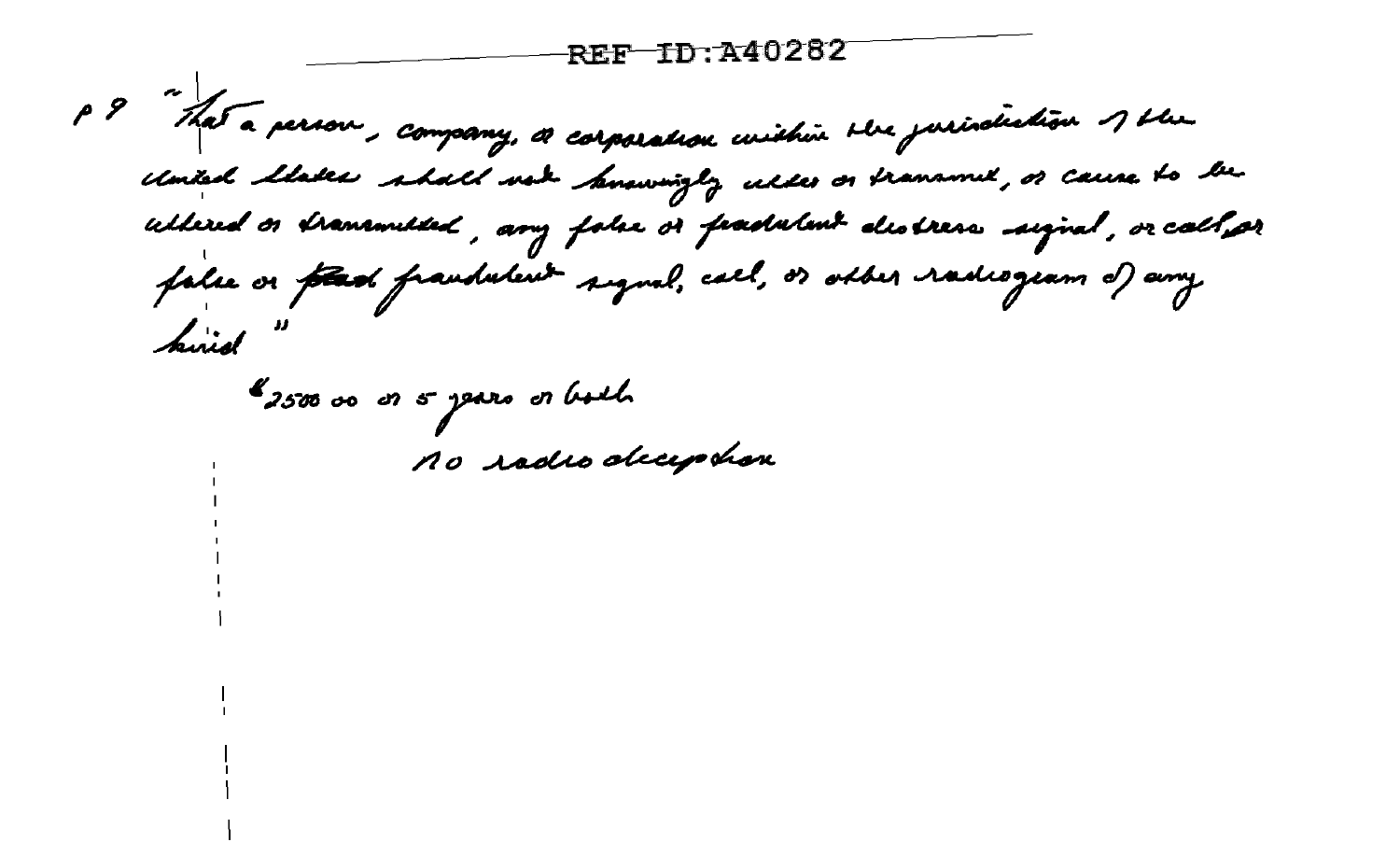p 9 "That a person, company, or corporation within the jurisdiction of the United States shall not knowingly utter or transmit, or cause to be uttered or transmitted, any false or fraudulent distress signal, or call, or false or ~~fraud~~ fraudulent signal, call, or other radiogram of any kind"

$2500.00 or 5 years or both

No radio deception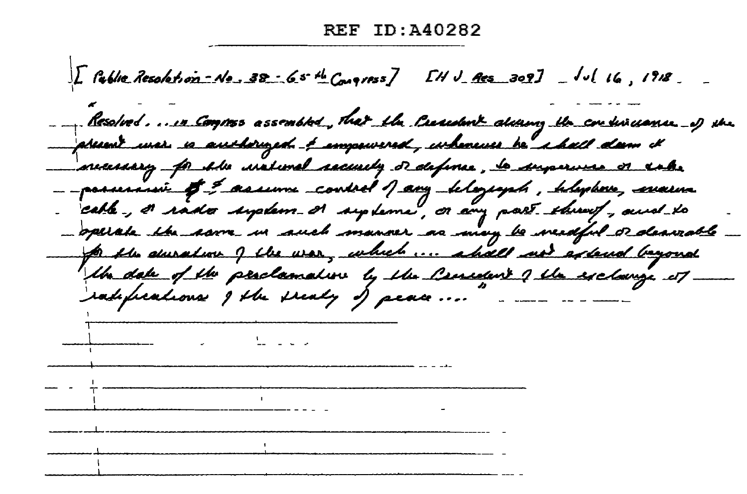REF ID:A40282

[Public Resolution - No. 38 - 65th Congress] [H J Res 309] Jul 16, 1918

"Resolved . . . in Congress assembled, that the President during the continuance of the present war is authorized & empowered, whenever he shall deem it necessary for the national security or defense, to supervise or take possession ~~of~~ & assume control of any telegraph, telephone, marine cable, or radio system or systems, or any part thereof, and to operate the same in such manner as may be needful or desirable for the duration of the war, which . . . shall not extend beyond the date of the proclamation by the President of the exchange of ratifications of the treaty of peace . . ."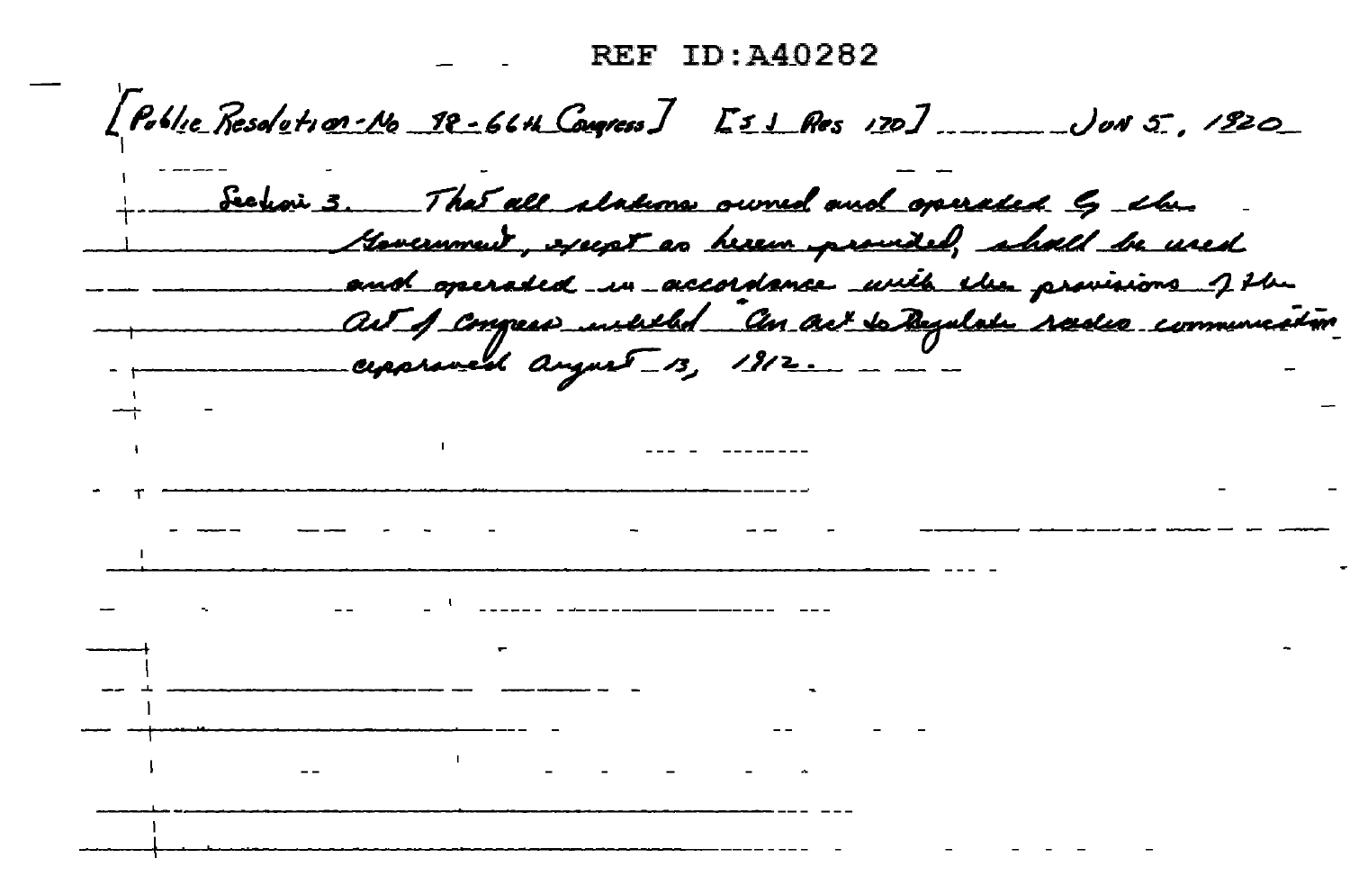REF ID:A40282

[Public Resolution-No 98-66th Congress] [S J Res 170] Jun 5, 1920

Section 3. That all stations owned and operated by the Government, except as herein provided, shall be used and operated in accordance with the provisions of the Act of Congress entitled "An act to Regulate radio communication approved August 13, 1912.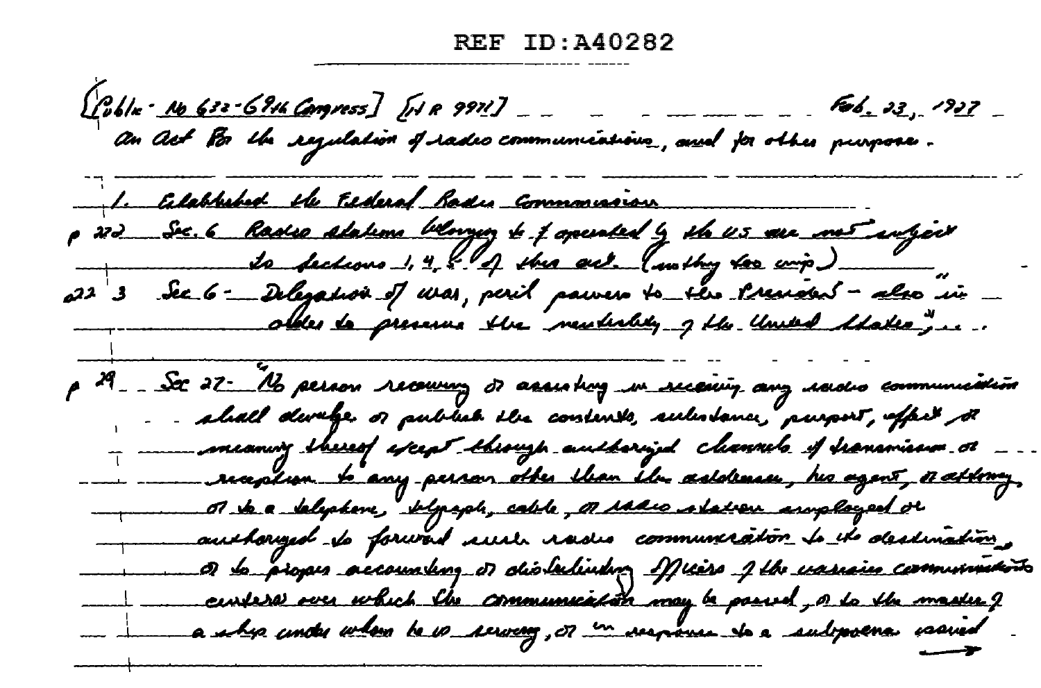REF ID:A40282

[Public - No 632 - 69th Congress] [H R 9971] Feb. 23, 1927

An Act For the regulation of radio communications, and for other purposes.

1. Established the Federal Radio Commission

p 222 Sec. 6 Radio stations belonging to & operated by the U.S. are not subject to sections 1, 4, 5 of this act. (nothing too imp.)

223 Sec 6 - Delegation of war, peril powers to the President - also "in order to preserve the neutrality of the United States", ...

p 29 Sec 27 - "No person receiving or assisting in receiving any radio communication shall divulge or publish the contents, substance, purport, effect or meaning thereof except through authorized channels of transmission or reception to any person other than the addressee, his agent, or attorney, or to a telephone, telegraph, cable, or radio station employed or authorized to forward such radio communication to its destination, or to proper accounting or distributing officers of the various communicating centers over which the communication may be passed, or to the master of a ship under whom he is serving, or in response to a subpoena issued →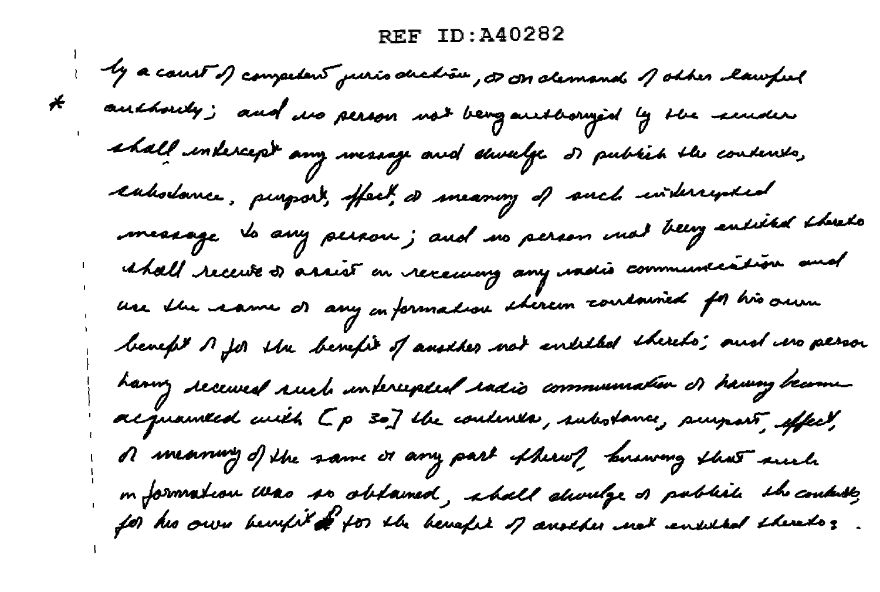by a court of competent jurisdiction, or on demand of other lawful authority; and no person not being authorized by the sender shall intercept any message and divulge or publish the contents, substance, purport, effect, or meaning of such intercepted message to any person; and no person not being entitled thereto shall receive or assist in receiving any radio communication and use the same or any information therein contained for his own benefit or for the benefit of another not entitled thereto; and no person having received such intercepted radio communication or having become acquainted with [p 30] the contents, substance, purport, effect, or meaning of the same or any part thereof, knowing that such information was so obtained, shall divulge or publish the contents, for his own benefit or for the benefit of another not entitled thereto: .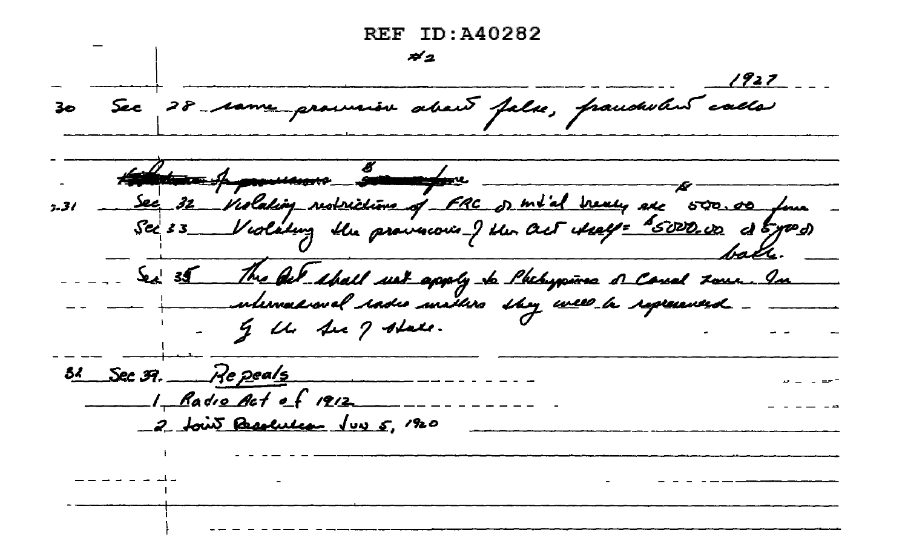REF ID:A40282

#2

1927

30 Sec 28 same provision about false, fraudulent calls

~~Violation of provisions ... fine~~

p.31 Sec 32 Violating restrictions of FRC or int'l treaty etc $500.00 fine

Sec 33 Violating the provisions of the Act itself = $5000.00 or 5 yrs or both.

Sec 35 The Act shall not apply to Philippines or Canal Zone. In international radio matters they will be represented by the Sec of State.

32 Sec 39. Repeals

1 Radio Act of 1912

2 Joint Resolution Jun 5, 1920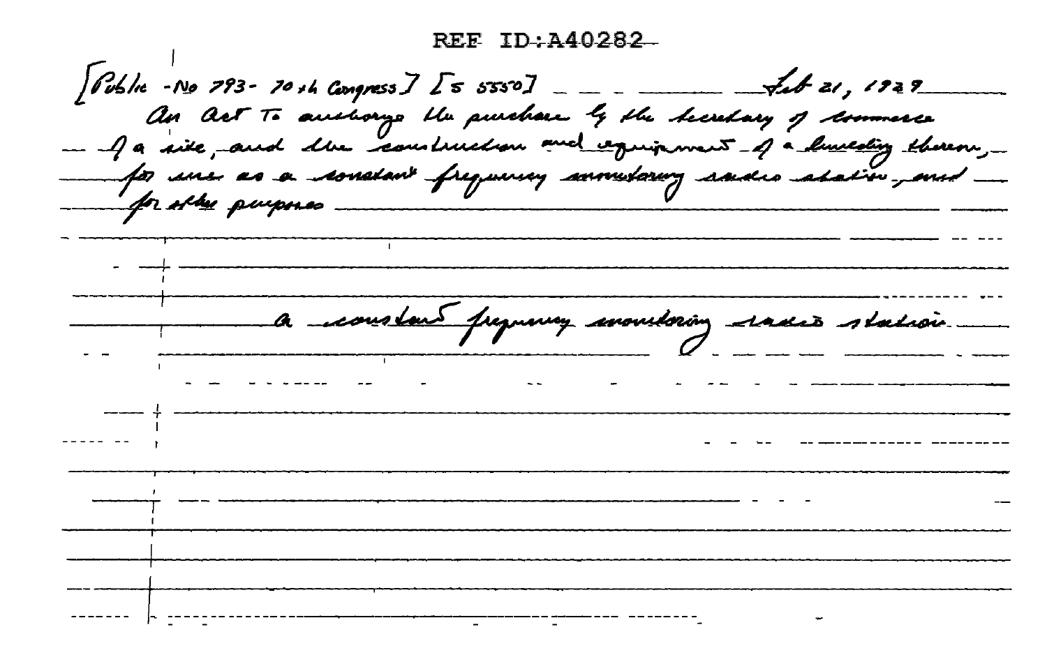REF ID:A40282

[Public - No 793 - 70th Congress] [S 5550] Feb 21, 1929

An Act To authorize the purchase by the Secretary of Commerce of a site, and the construction and equipment of a building thereon, for use as a constant frequency monitoring radio station, and for other purposes

a constant frequency monitoring radio station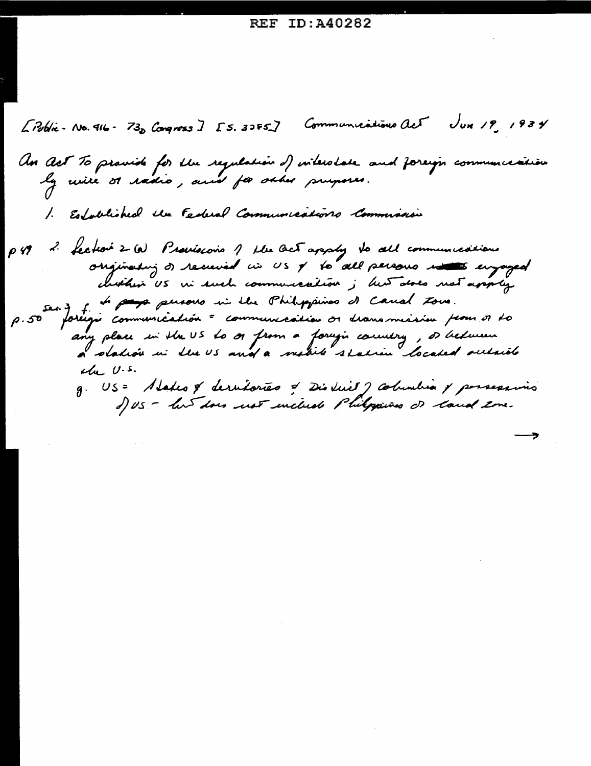REF ID:A40282

[Public - No. 416 - 73d Congress] [S. 3285] Communications Act Jun 19, 1934

An Act To provide for the regulation of interstate and foreign communication by wire or radio, and for other purposes.

1. Established the Federal Communications Commission

p 49 2. Section 2 (a) Provisions of the Act apply to all communication originating or received in US & to all persons ~~___~~ engaged within US in such communication; but does not apply to ~~pers~~ persons in the Philippines or Canal Zone.

p. 50 Sec. 3 f. foreign communication = communication or transmission from or to any place in the US to or from a foreign country, or between a station in the US and a mobile station located outside the U.S.

g. US = States & territories & District of Columbia & possessions of US - but does not include Philippines or Canal Zone.

→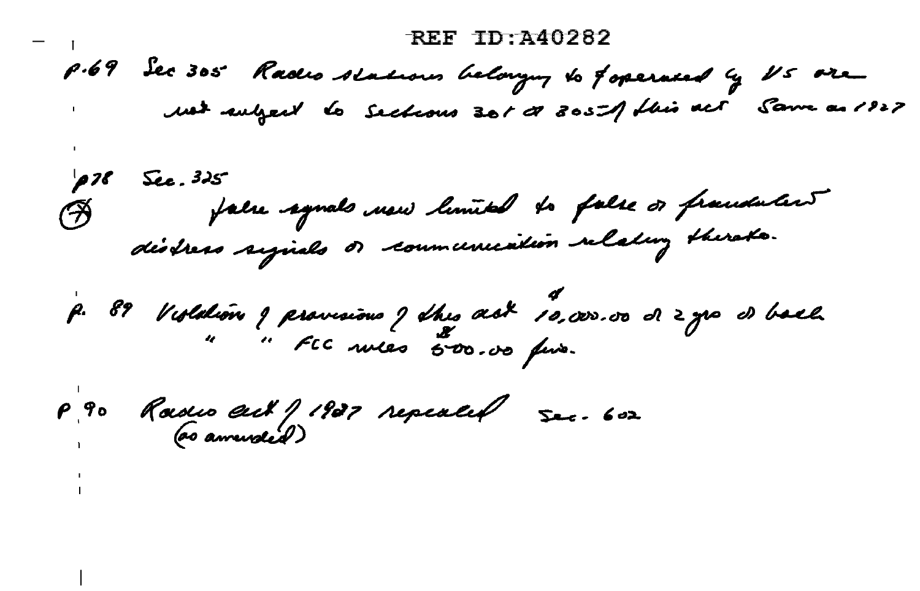REF ID:A40282

p.69 Sec 305 Radio stations belonging to & operated by US are not subject to Sections 301 & 303 of this act. Same as 1927

p.78 Sec. 325

(X) false signals now limited to false or fraudulent distress signals or communication relating thereto.

p. 89 Violation of provisions of this act 10,000.00 & or 2 yrs or both
" " FCC rules 500.00 & fine.

p. 90 Radio act of 1927 repealed (as amended) Sec. 602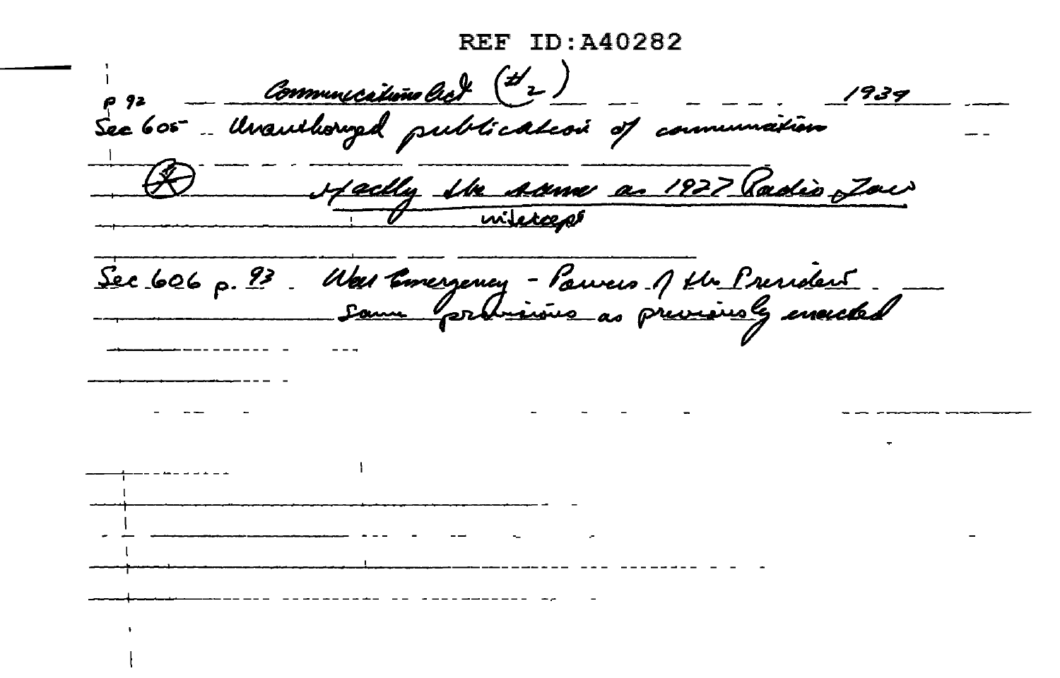REF ID:A40282

Communications Act (#2) 1934

p 92
Sec 605 Unauthorized publication of communication

(X) Exactly the same as 1927 Radio Law
wiretaps

Sec 606 p. 93 War Emergency - Powers of the President
Same provisions as previously enacted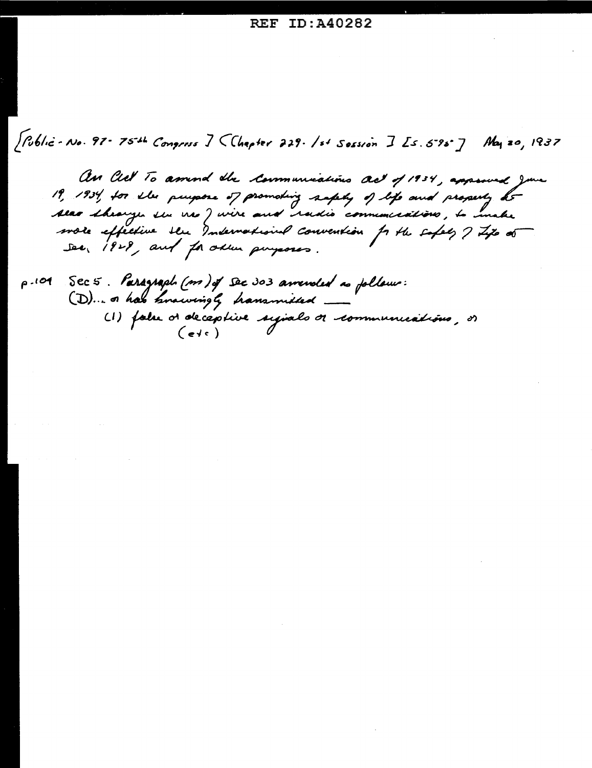REF ID:A40282

[Public - No. 97 - 75th Congress ] [Chapter 229 - 1st Session ] [S. 595 ] May 20, 1937

An Act To amend the Communications Act of 1934, approved June 19, 1934, for the purpose of promoting safety of life and property at sea through the use of wire and radio communications, to make more effective the International Convention for the Safety of Life at Sea, 1929, and for other purposes.

p.109 Sec 5. Paragraph (m) of Sec 303 amended as follows:
(D)... or has knowingly transmitted —
(1) false or deceptive signals or communications, or
(etc)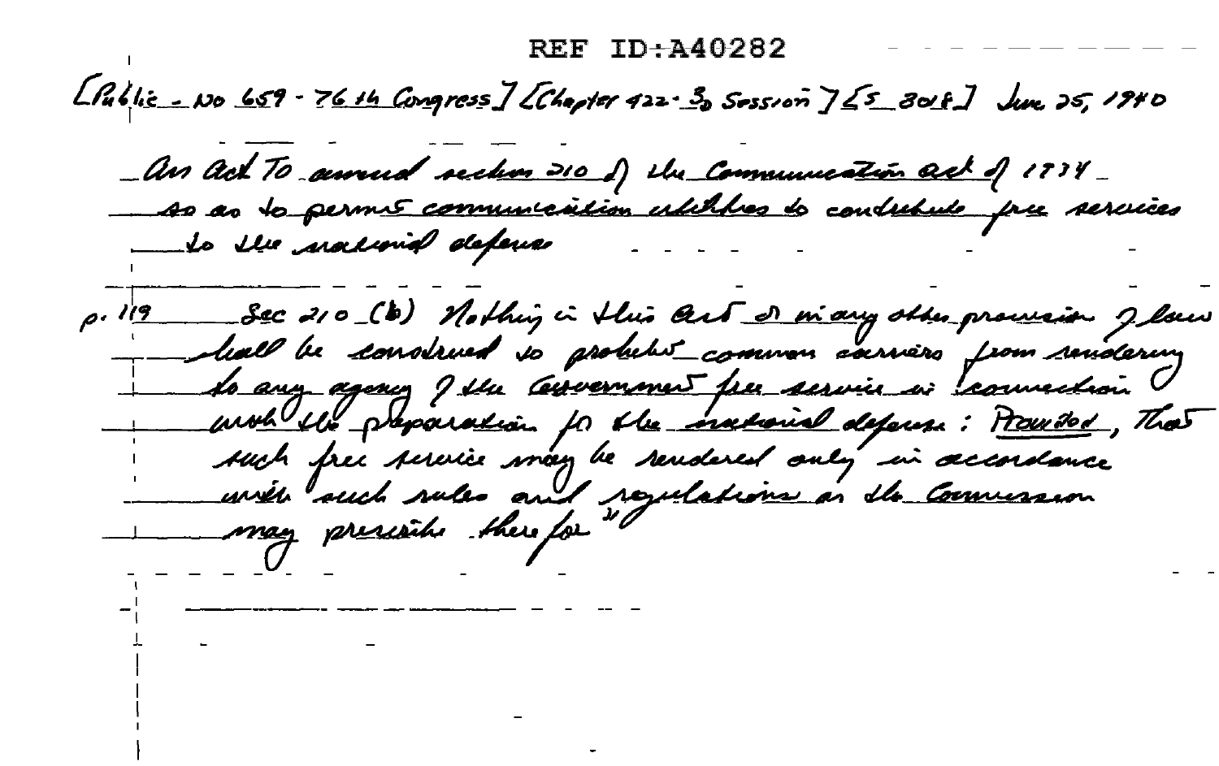REF ID:A40282

[Public - No 659 - 76th Congress] [Chapter 422 - 3d Session] [S 3018] June 25, 1940

An Act To amend section 210 of the Communication Act of 1934 so as to permit communication utilities to contribute free services to the national defense

p. 119 Sec 210 (b) Nothing in this Act or in any other provision of law shall be construed to prohibit common carriers from rendering to any agency of the Government free service in connection with the preparation for the national defense: Provided, That such free service may be rendered only in accordance with such rules and regulations as the Commission may prescribe therefor"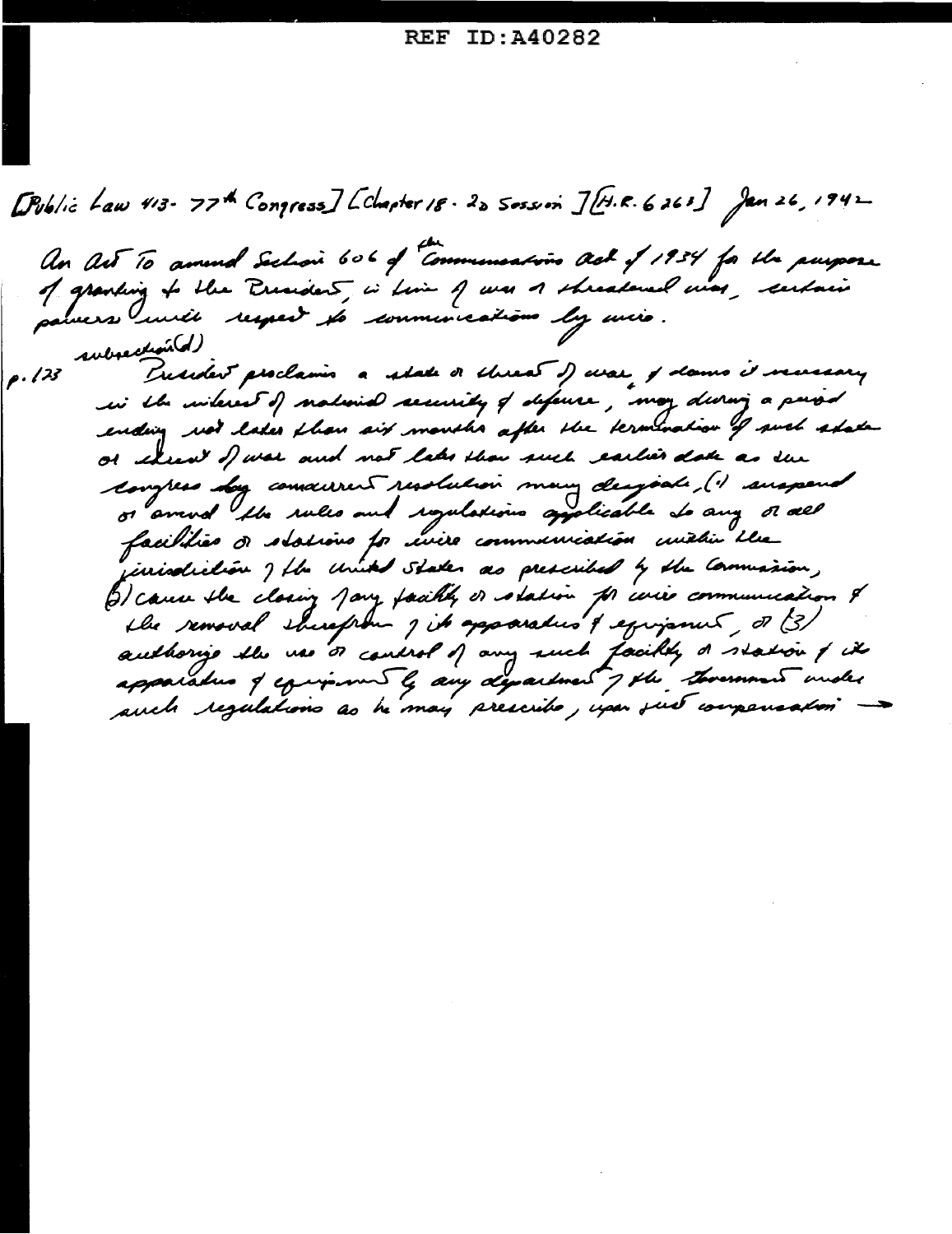REF ID:A40282

[Public Law 413 - 77th Congress] [Chapter 18 - 2d Session] [H.R. 6263] Jan 26, 1942

An Act To amend Section 606 of the Communications Act of 1934 for the purpose of granting to the President, in time of war or threatened war, certain powers with respect to communications by wire.

subsection (d)

p. 123 President proclaims a state or threat of war, & deems it necessary in the interest of national security of defense, may during a period ending not later than six months after the termination of such state or threat of war and not later than such earlier date as the Congress by concurrent resolution may designate, (1) suspend or amend the rules and regulations applicable to any or all facilities or stations for wire communication within the jurisdiction of the United States as prescribed by the Commission, (2) cause the closing of any facility or station for wire communication & the removal therefrom of its apparatus & equipment, or (3) authorize the use or control of any such facility or station & its apparatus & equipment by any department of the Government under such regulations as he may prescribe, upon just compensation →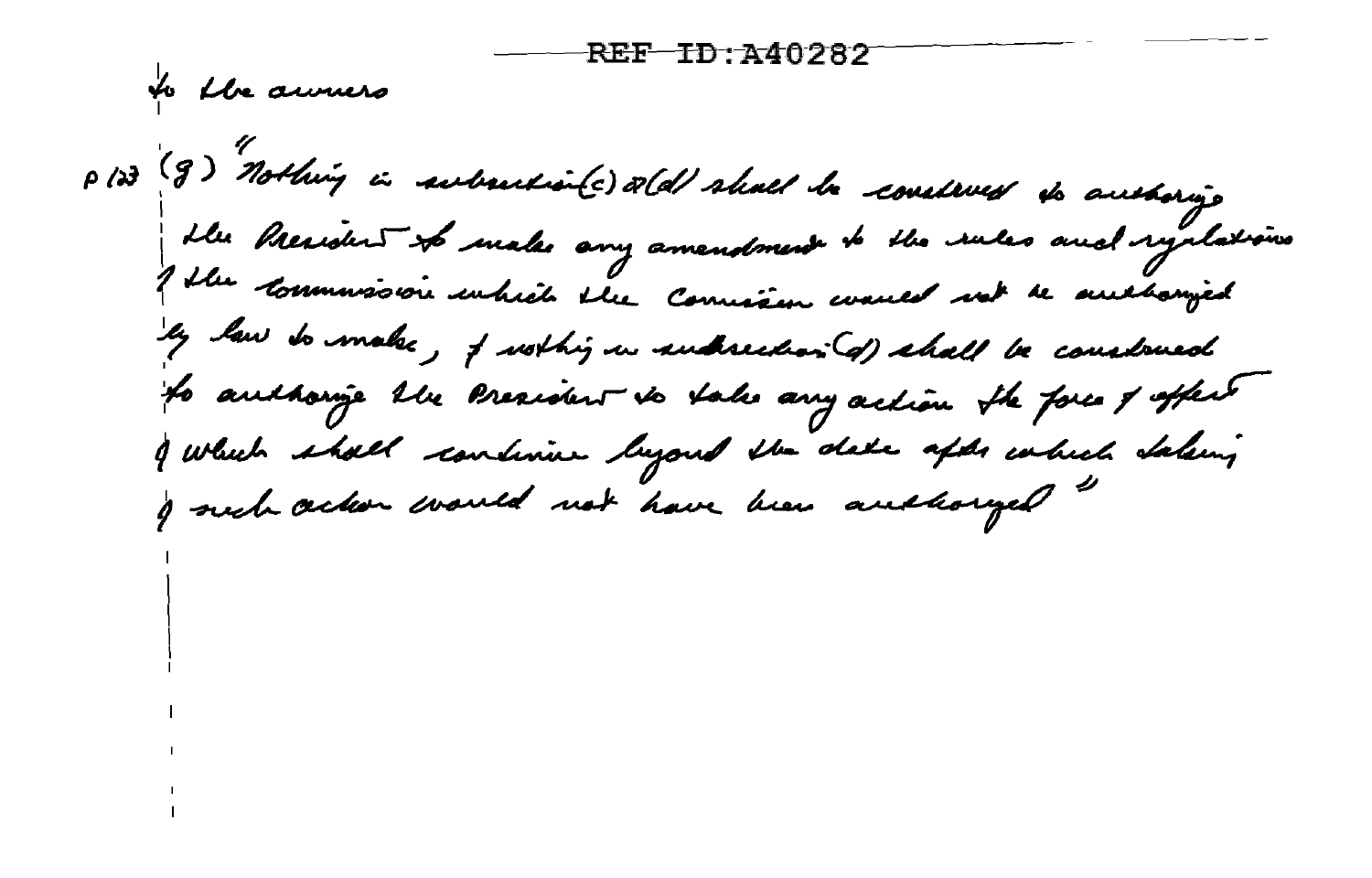REF ID:A40282

to the owners

p 123 (g) "Nothing in subsection (c) or (d) shall be construed to authorize the President to make any amendment to the rules and regulations of the Commission which the Commission would not be authorized by law to make, & nothing in subsection (d) shall be construed to authorize the President to take any action the force & effect of which shall continue beyond the date after which taking of such action would not have been authorized."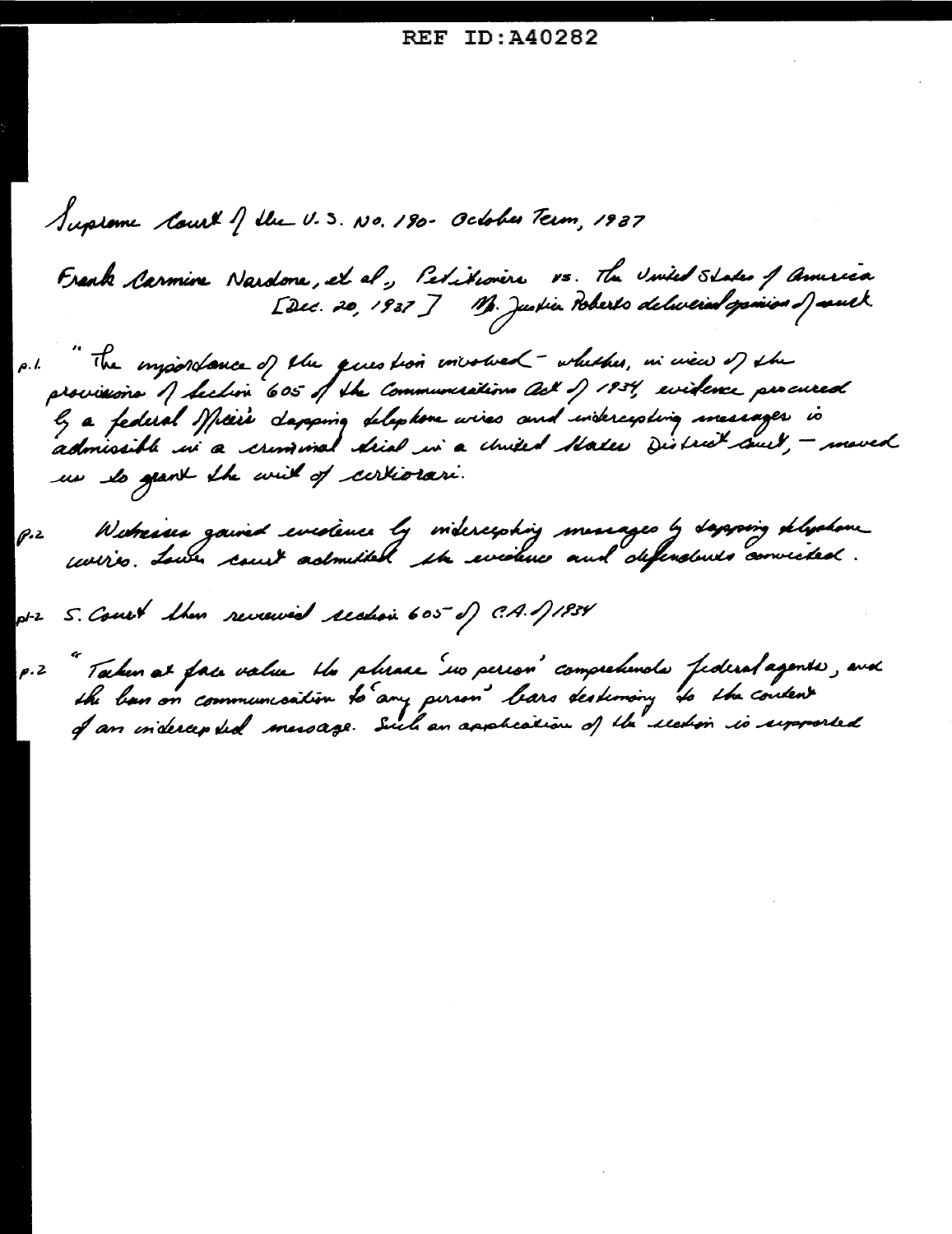REF ID:A40282

Supreme Court of the U.S. No. 190 - October Term, 1937

Frank Carmine Nardone, et al., Petitioners vs. The United States of America [Dec. 20, 1937] Mr. Justice Roberts delivered opinion of court

p.1 "The importance of the question involved - whether, in view of the provisions of Section 605 of the Communications Act of 1934, evidence procured by a federal officer tapping telephone wires and intercepting messages is admissible in a criminal trial in a United States District Court, - moved us to grant the writ of certiorari.

p.2 Witnesses gained evidence by intercepting messages by tapping telephone wires. Lower court admitted the evidence and defendants convicted.

p1-2 S. Court then reviewed section 605 of C.A. of 1934

p.2 "Taken at face value the phrase 'no person' comprehends federal agents, and the ban on communication to 'any person' bars testimony to the content of an intercepted message. Such an application of the section is supported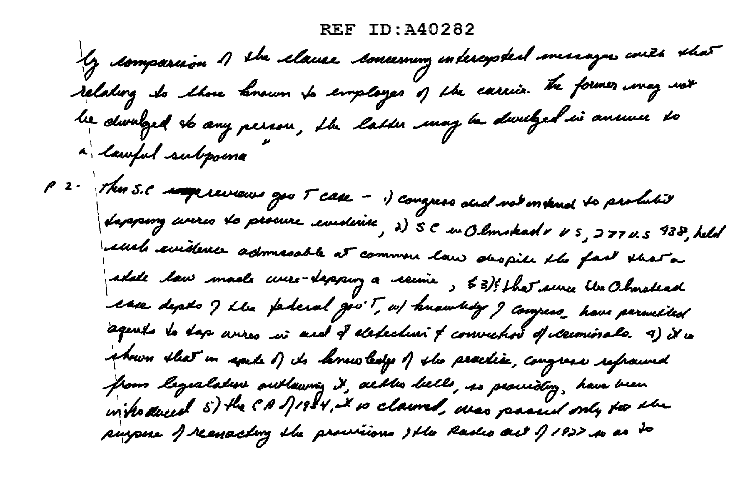REF ID:A40282

by comparison of the clause concerning intercepted messages with that relating to those known to employes of the carrier. The former may not be divulged to any person, the latter may be divulged in answer to a lawful subpoena"

p 2 - Then S.C. reviews gov't case - 1) congress did not intend to prohibit tapping wires to procure evidence, 2) S C in Olmstead v U S, 277 U.S 438, held such evidence admissable at common law despite the fact that a state law made wire-tapping a crime, § 3) that since the Olmstead case depts of the federal gov't, w/ knowledge of Congress, have permitted agents to tap wires in aid of detection & conviction of criminals. 4) it is shown that in spite of its knowledge of the practice, congress refrained from legislation outlawing it, altho bills, so providing, have been introduced 5) the CA of 1934, it is claimed, was passed only for the purpose of reenacting the provisions of the Radio act of 1927 so as to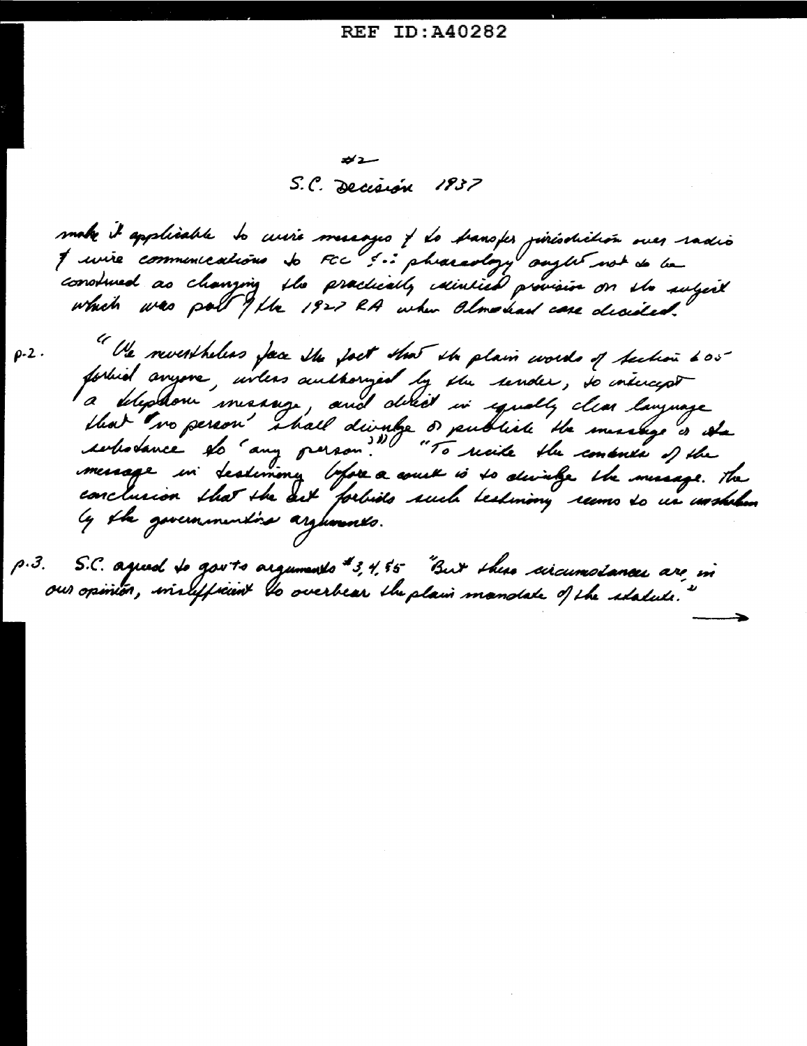#2

S.C. Decision 1937

make it applicable to wire messages & to transfer jurisdiction over radio & wire communications to FCC ∴ phraseology ought not to be construed as changing the practically identical provision on the subject which was part of the 1927 RA when Olmstead case decided.

p.2. "We nevertheless face the fact that the plain words of Section 605 forbid anyone, unless authorized by the sender, to intercept a telephone message, and direct in equally clear language that 'no person' shall divulge or publish the message or its substance to 'any person.'" "To recite the contents of the message in testimony before a court is to divulge the message. The conclusion that the act forbids such testimony seems to us unshaken by the government's arguments.

p.3. S.C. agreed to gov'ts arguments #3, 4, & 5 "But these circumstances are, in our opinion, insufficient to overbear the plain mandate of the statute."

⟶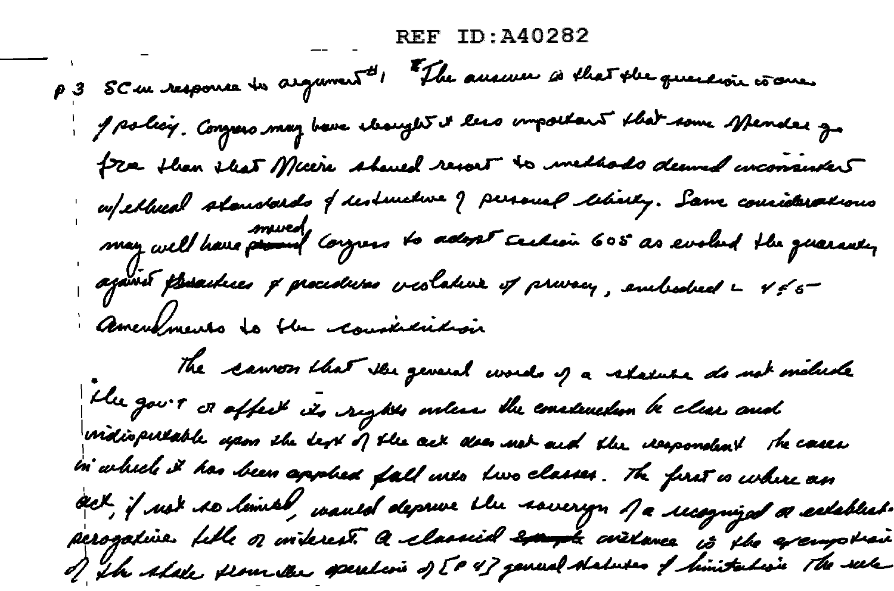REF ID:A40282

p 3 SC in response to argument #1 "The answer is that the question is one of policy. Congress may have thought it less important that some offenders go free than that officers should resort to methods deemed inconsistent w/ethical standards & destructive of personal liberty. Same considerations may well have moved Congress to adopt section 605 as evolved the guaranty against practices & procedures violative of privacy, embodied in 4 & 5 amendments to the constitution

The canon that the general words of a statute do not include the gov't or affect its rights unless the construction be clear and indisputable upon the text of the act does not aid the respondent. The cases in which it has been applied fall into two classes. The first is where an act, if not so limited, would deprive the sovereign of a recognized or established prerogative title or interest. A classical instance is the exemption of the state from the operation of [p 4] general statutes of limitation. The rule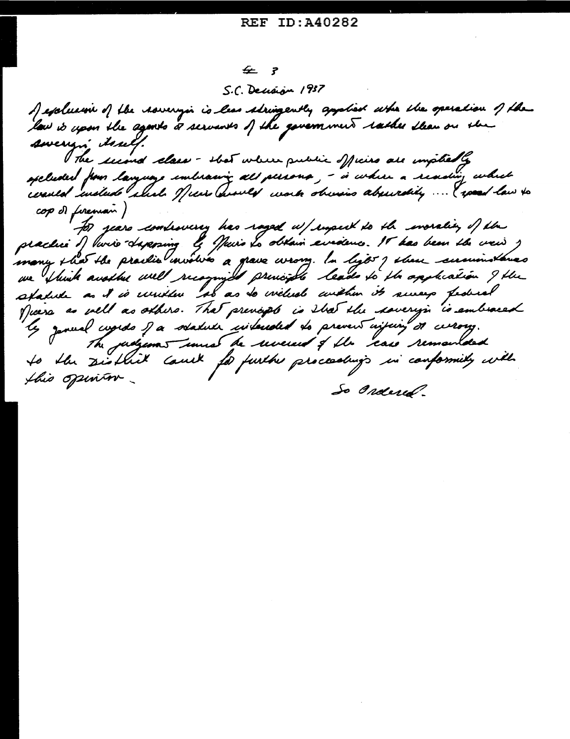≠ 3

S.C. Decision 1937

of exclusion of the sovereign is less stringently applied when the operation of the law is upon the agents & servants of the government rather than on the sovereign itself.

The second class - that where public officers are impliedly excluded from language embracing all persons, - is where a reading which would include such officers would work obvious absurdity .... (speed law to cop or fireman)

For years controversy has raged w/ respect to the morality of the practice of wire-tapping by officers to obtain evidence. It has been the view of many that the practice involves a grave wrong. In light of these circumstances we think another well recognized principle leads to the application of the statute as it is written so as to include within its sweep federal officers as well as others. That principle is that the sovereign is embraced by general words of a statute intended to prevent injury or wrong.

The judgment must be reversed & the case remanded to the District Court for further proceedings in conformity with this opinion.

So Ordered.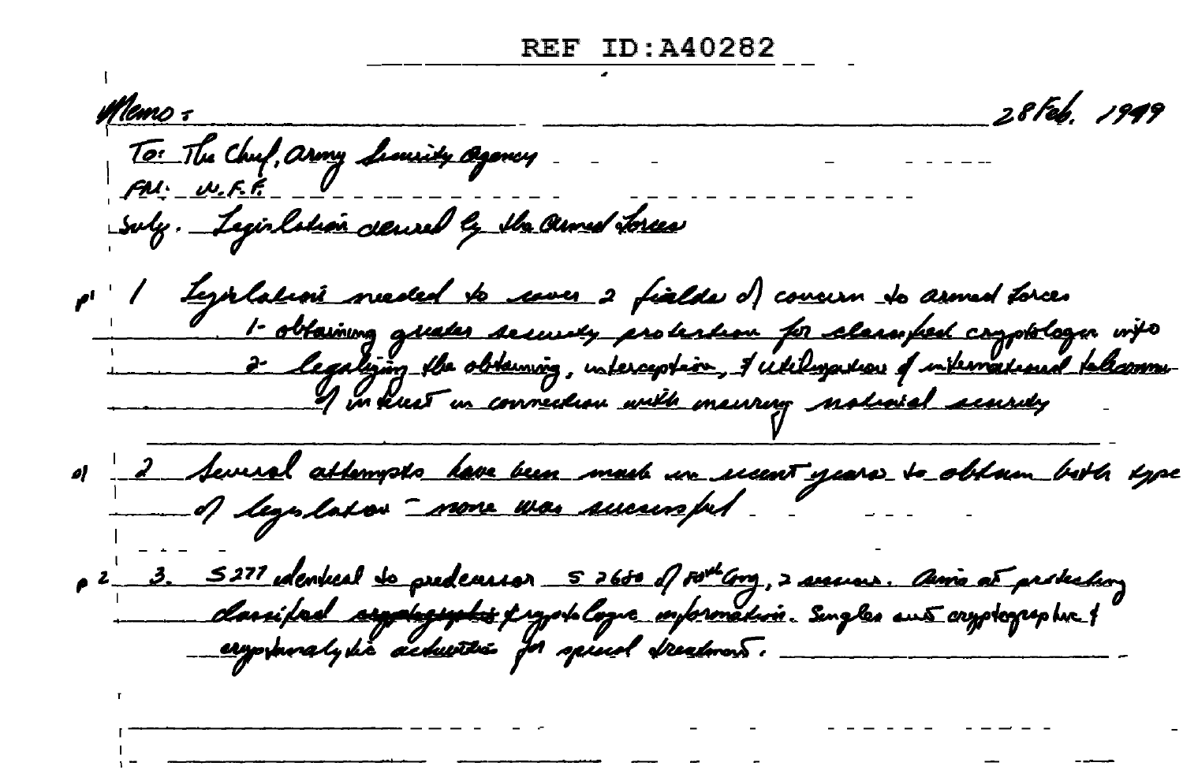REF ID:A40282

Memo: 28 Feb. 1949

To: The Chief, Army Security Agency
Fm: W.F.F.
Subj. Legislation desired by the Armed Forces

p1 1 Legislation needed to cover 2 fields of concern to armed forces
  1- obtaining greater security protection for classified cryptologic info
  2- legalizing the obtaining, interception, & utilization of international telecomm of interest in connection with ensuring national security

p1 2 Several attempts have been made in recent years to obtain both type of legislation - none was successful.

p2 3. S277 identical to predecessor S 2680 of 80th Cong, 2 session. Aims at protecting classified ~~cryptographic~~ cryptologic information. Singles out cryptographic & cryptanalytic activities for special treatment.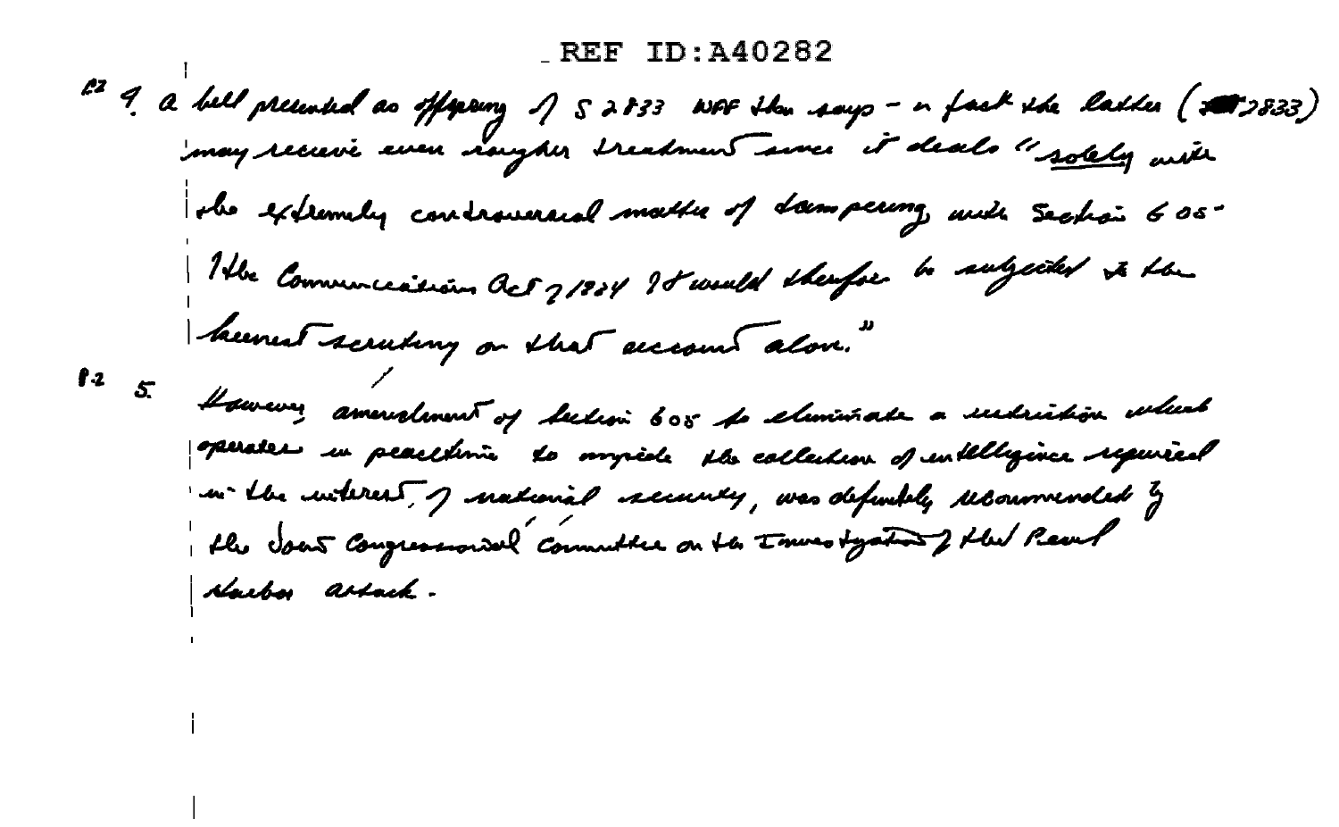REF ID:A40282

f2 4. a bill presented as offspring of S 2833 WFF then says - in fact the latter (2833) may receive even rougher treatment since it deals "solely with the extremely controversial matter of tampering with Section 605 of the Communications Act of 1934. It would therefore be subjected to the keenest scrutiny on that account alone."

f.2 5. However amendment of Section 605 to eliminate a restriction which operates in peacetime to impede the collection of intelligence required in the interest of national security, was definitely recommended by the Joint Congressional Committee on the Investigation of the Pearl Harbor attack.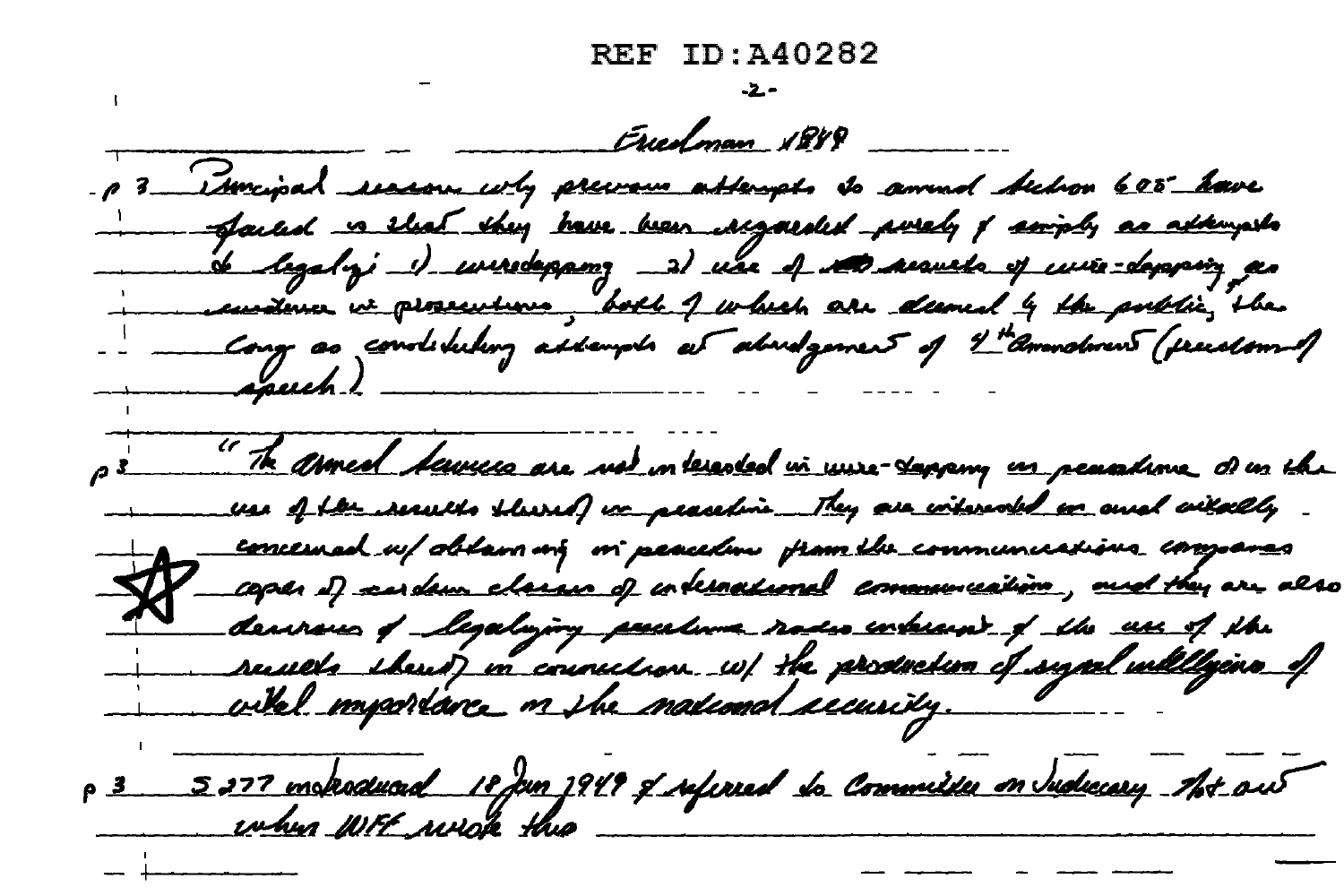REF ID:A40282

-2-

Friedman 1949

p 3 Principal reason why previous attempts to amend Section 605 have failed is that they have been regarded purely & simply as attempts to legalize 1) wiretapping 2) use of results of wire-tapping as evidence in prosecutions, both of which are deemed by the public, the Cong as constituting attempts at abridgement of 4th Amendment (freedom of speech.)

p 3 "The Armed Services are not interested in wire-tapping in peacetime or in the use of the results thereof in peacetime. They are interested in and vitally concerned w/ obtaining in peacetime from the communications companies copies of certain classes of international communications, and they are also desirous of legalizing peacetime radio intercept & the use of the results thereof in connection w/ the production of signal intelligence of vital importance to the national security.

☆

p 3 S 277 introduced 18 Jan 1949 & referred to Committee on Judiciary. Not out when WFF wrote this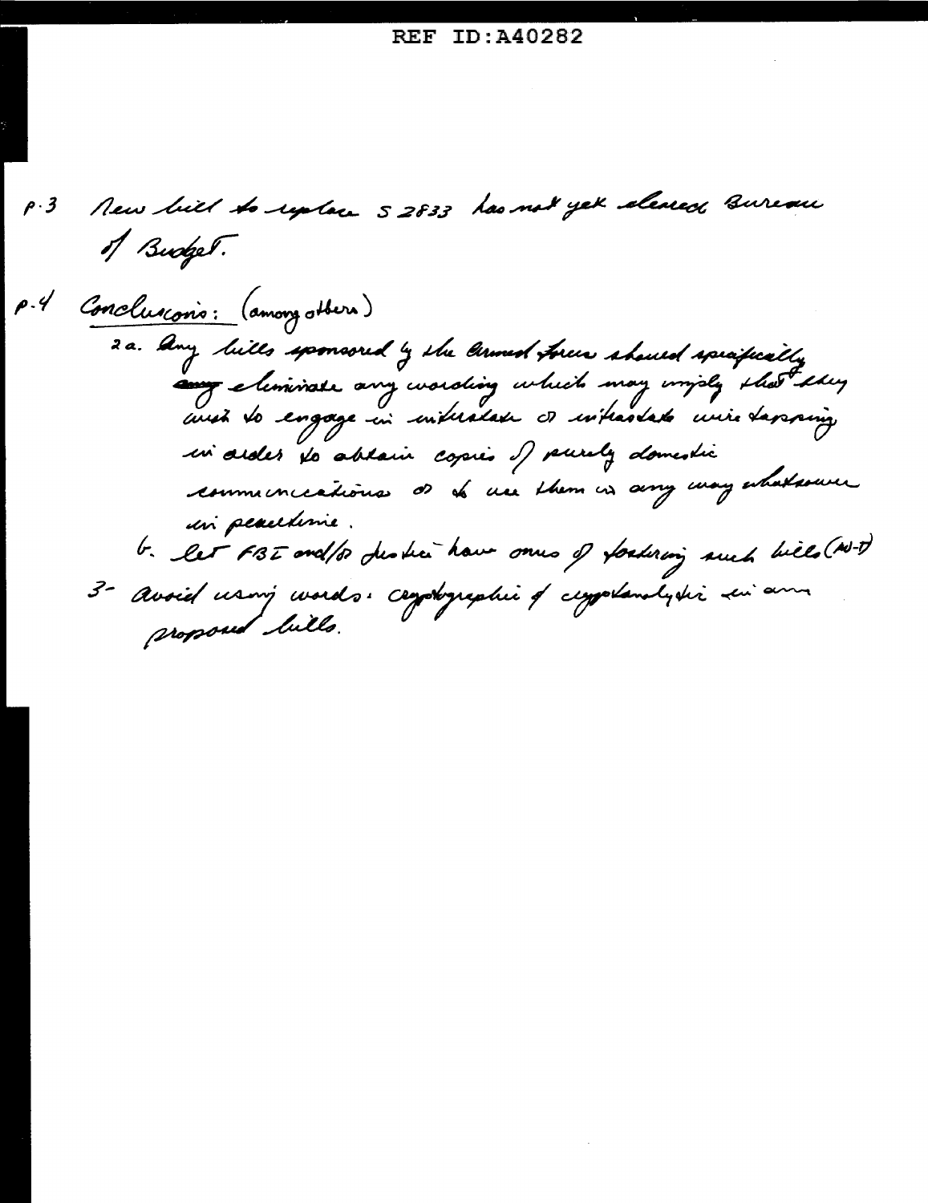REF ID:A40282

p.3 New bill to replace S 2833 has not yet cleared Bureau of Budget.

p.4 Conclusions: (among others)

2a. Any bills sponsored by the Armed Forces should specifically ~~any~~ eliminate any wording which may imply that they wish to engage in intrastate or interstate wire tapping in order to obtain copies of purely domestic communications or to use them in any way whatsoever in peacetime.

b. Let FBI and/or Justice have onus of fostering such bills (N-T)

3- Avoid using words: cryptographic & cryptanalytic in any proposed bills.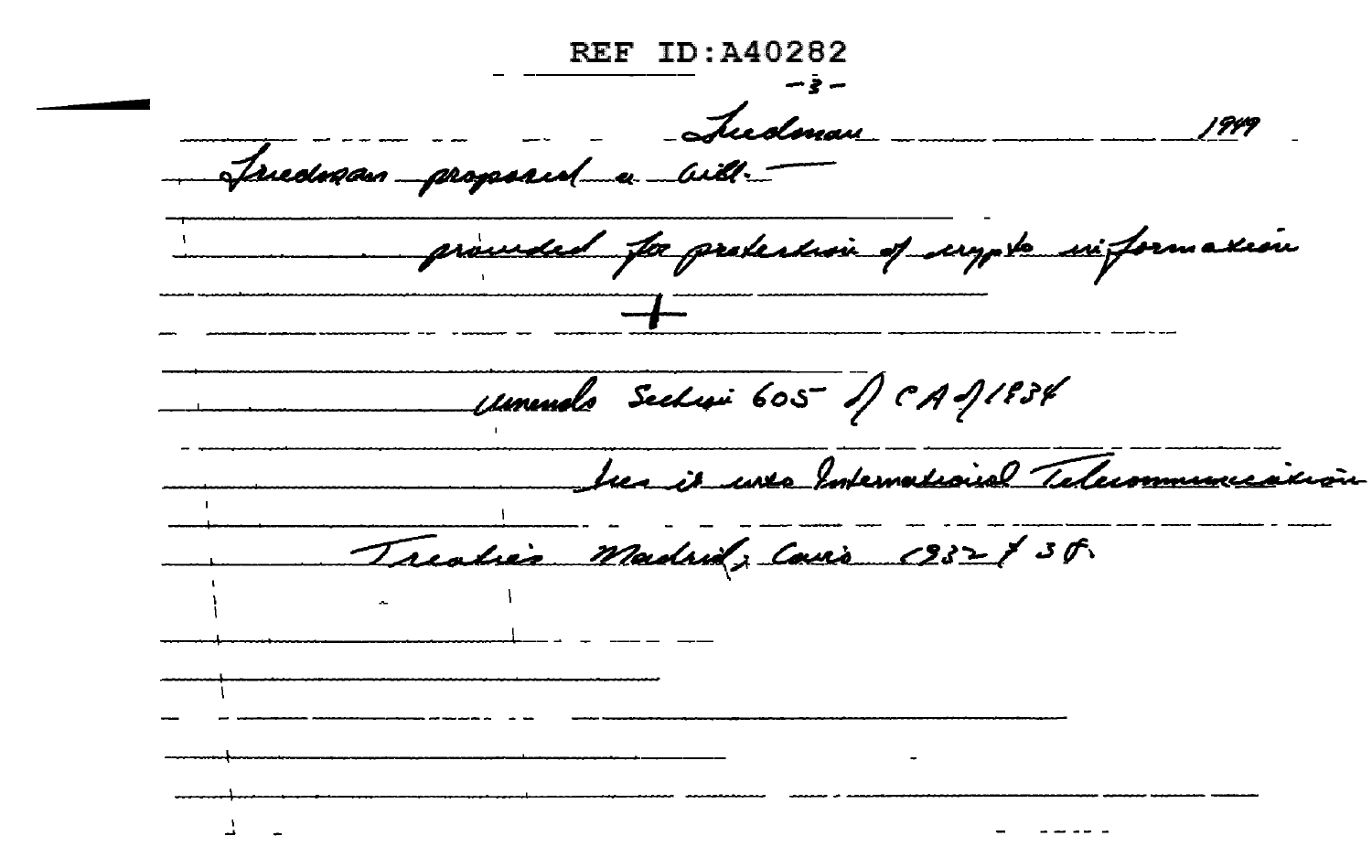Friedman 1949

Friedman proposed a bill –

provided for protection of crypto information

+

amends Section 605 of CA of 1934

ties it into International Telecommunication

Treaties Madrid; Cairo 1932 & 38.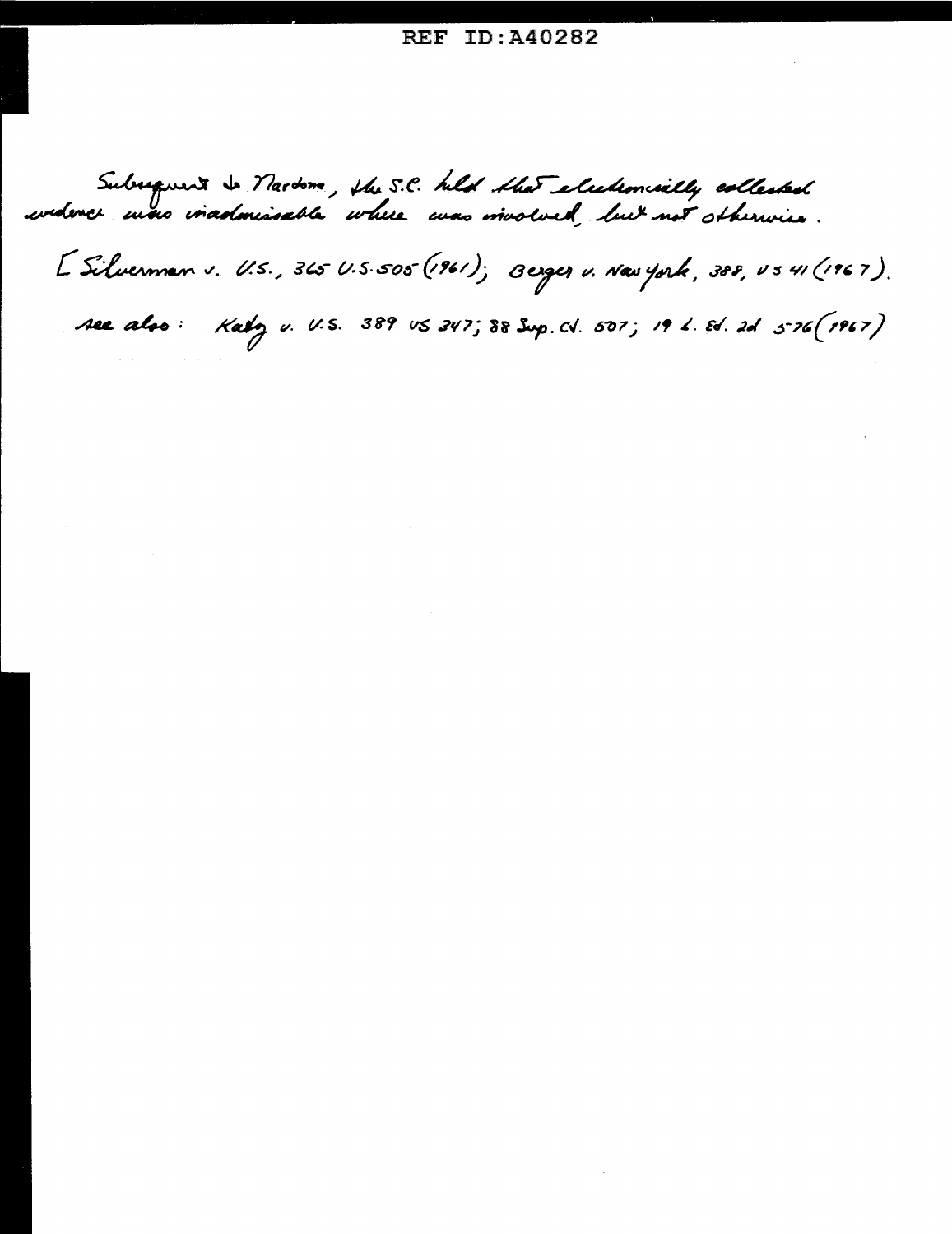Subsequent to Nardone, the S.C. held that electronically collected evidence was inadmissable where was involved but not otherwise.

[ Silverman v. U.S., 365 U.S. 505 (1961); Berger v. New York, 388 US 41 (1967).

see also: Katz v. U.S. 389 US 347; 88 Sup. Ct. 507; 19 L. Ed. 2d 576 (1967)